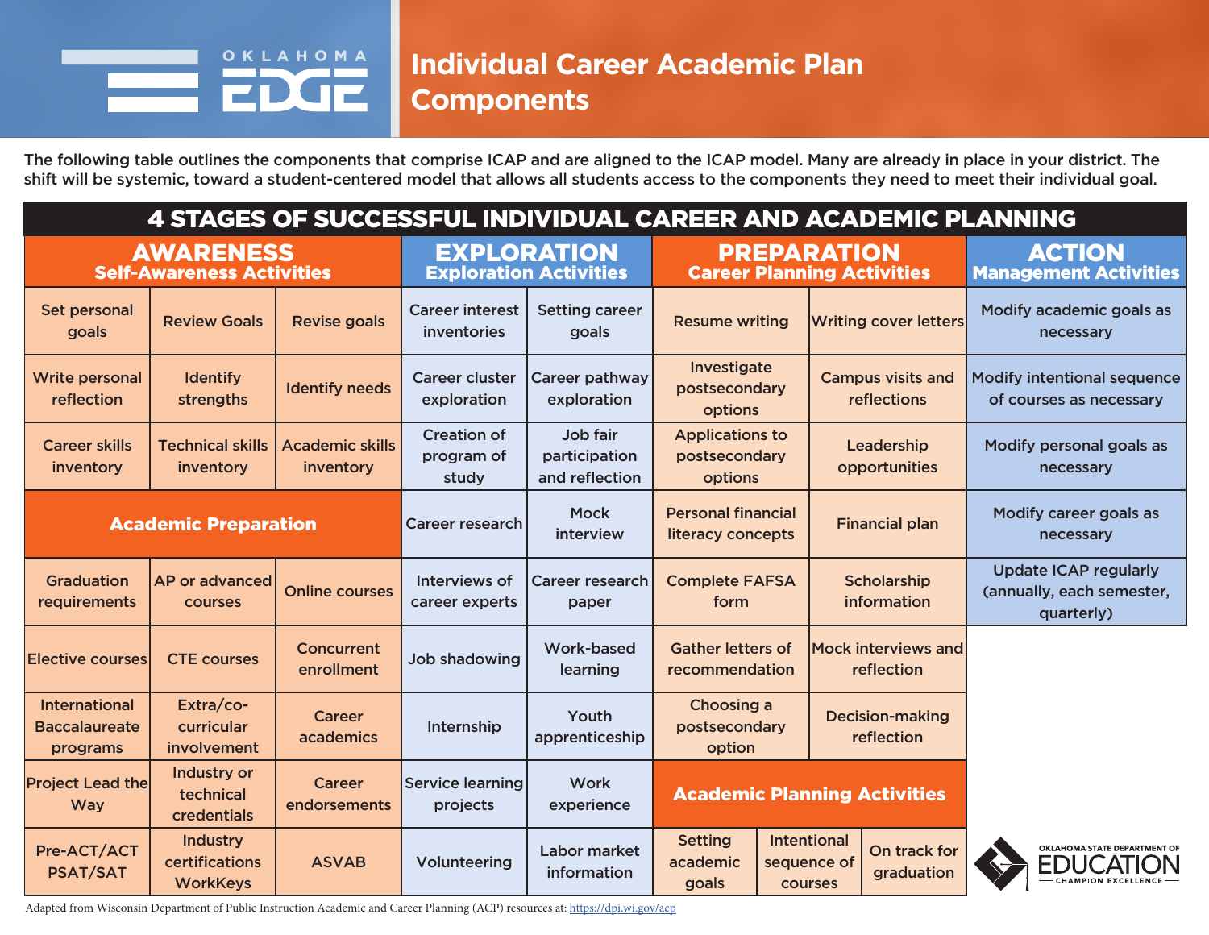# Individual Career Academic Plan Components

The following table outlines the components that comprise ICAP and are aligned to the ICAP model. Many are already in place in your district. The shift will be systemic, toward a student-centered model that allows all students access to the components they need to meet their individual goal.

## 4 STAGES OF SUCCESSFUL INDIVIDUAL CAREER AND ACADEMIC PLANNING

| AWARENESS Self-Awareness Activities | | | EXPLORATION Exploration Activities | | PREPARATION Career Planning Activities | | ACTION Management Activities |
|---|---|---|---|---|---|---|---|
| Set personal goals | Review Goals | Revise goals | Career interest inventories | Setting career goals | Resume writing | Writing cover letters | Modify academic goals as necessary |
| Write personal reflection | Identify strengths | Identify needs | Career cluster exploration | Career pathway exploration | Investigate postsecondary options | Campus visits and reflections | Modify intentional sequence of courses as necessary |
| Career skills inventory | Technical skills inventory | Academic skills inventory | Creation of program of study | Job fair participation and reflection | Applications to postsecondary options | Leadership opportunities | Modify personal goals as necessary |
| **Academic Preparation** | | | Career research | Mock interview | Personal financial literacy concepts | Financial plan | Modify career goals as necessary |
| Graduation requirements | AP or advanced courses | Online courses | Interviews of career experts | Career research paper | Complete FAFSA form | Scholarship information | Update ICAP regularly (annually, each semester, quarterly) |
| Elective courses | CTE courses | Concurrent enrollment | Job shadowing | Work-based learning | Gather letters of recommendation | Mock interviews and reflection | |
| International Baccalaureate programs | Extra/co-curricular involvement | Career academics | Internship | Youth apprenticeship | Choosing a postsecondary option | Decision-making reflection | |
| Project Lead the Way | Industry or technical credentials | Career endorsements | Service learning projects | Work experience | **Academic Planning Activities** | | |
| Pre-ACT/ACT PSAT/SAT | Industry certifications WorkKeys | ASVAB | Volunteering | Labor market information | Setting academic goals / Intentional sequence of courses / On track for graduation | | |

Adapted from Wisconsin Department of Public Instruction Academic and Career Planning (ACP) resources at: https://dpi.wi.gov/acp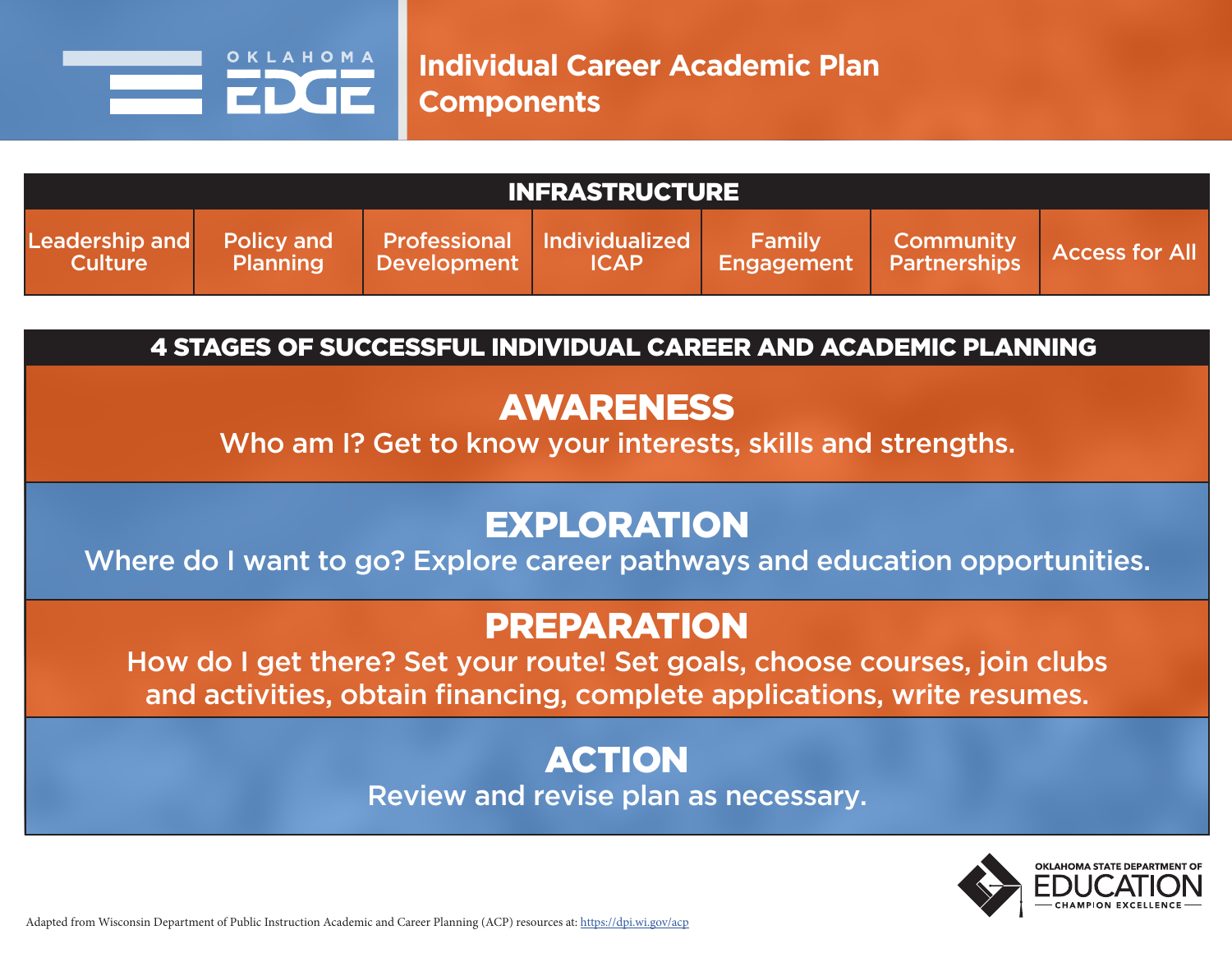OKLAHOMA EDGE

# Individual Career Academic Plan Components

| INFRASTRUCTURE | | | | | | |
|---|---|---|---|---|---|---|
| Leadership and Culture | Policy and Planning | Professional Development | Individualized ICAP | Family Engagement | Community Partnerships | Access for All |

## 4 STAGES OF SUCCESSFUL INDIVIDUAL CAREER AND ACADEMIC PLANNING

### AWARENESS

Who am I? Get to know your interests, skills and strengths.

### EXPLORATION

Where do I want to go? Explore career pathways and education opportunities.

### PREPARATION

How do I get there? Set your route! Set goals, choose courses, join clubs and activities, obtain financing, complete applications, write resumes.

### ACTION

Review and revise plan as necessary.

OKLAHOMA STATE DEPARTMENT OF EDUCATION — CHAMPION EXCELLENCE

Adapted from Wisconsin Department of Public Instruction Academic and Career Planning (ACP) resources at: https://dpi.wi.gov/acp